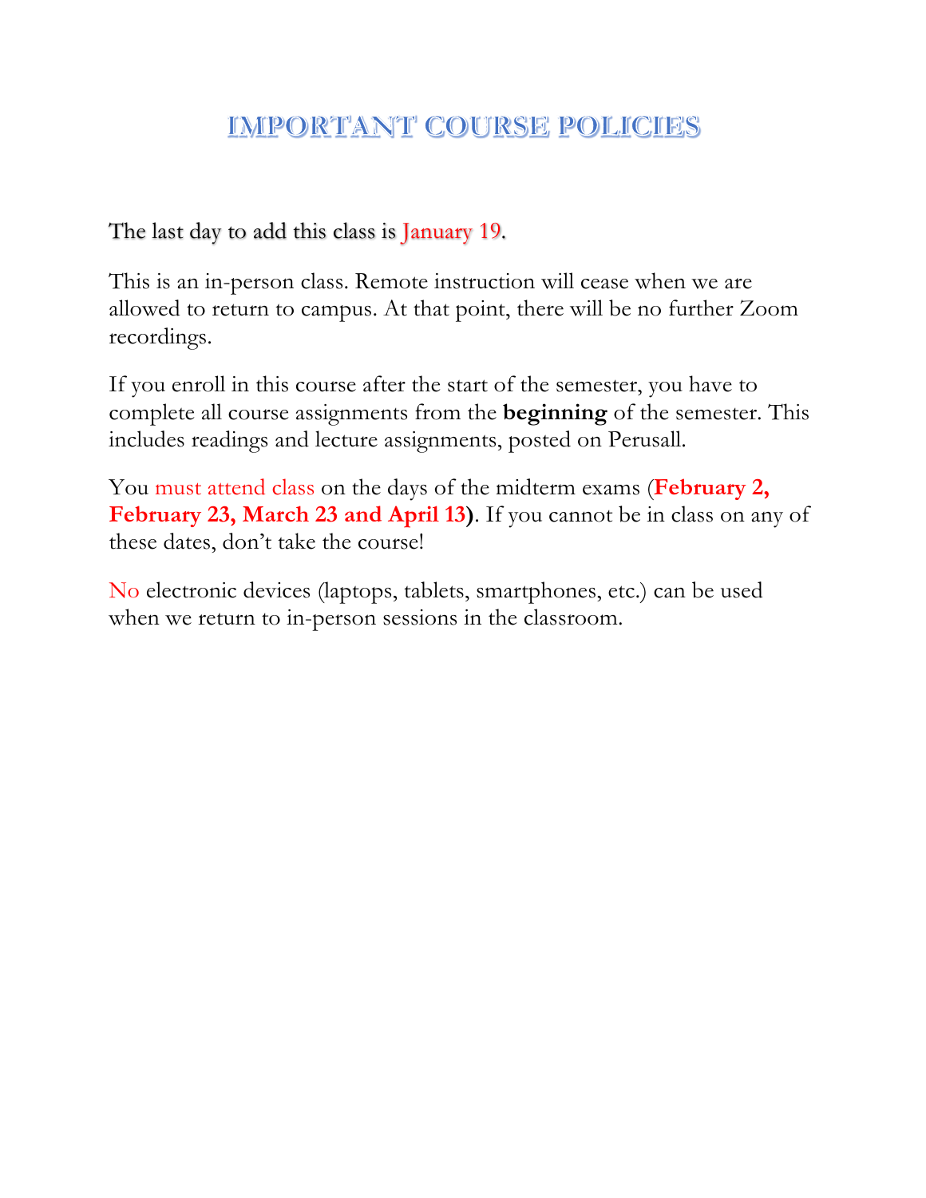# IMPORTANT COURSE POLICIES

The last day to add this class is January 19.

This is an in-person class. Remote instruction will cease when we are allowed to return to campus. At that point, there will be no further Zoom recordings.

If you enroll in this course after the start of the semester, you have to complete all course assignments from the **beginning** of the semester. This includes readings and lecture assignments, posted on Perusall.

You must attend class on the days of the midterm exams (**February 2, February 23, March 23 and April 13)**. If you cannot be in class on any of these dates, don't take the course!

No electronic devices (laptops, tablets, smartphones, etc.) can be used when we return to in-person sessions in the classroom.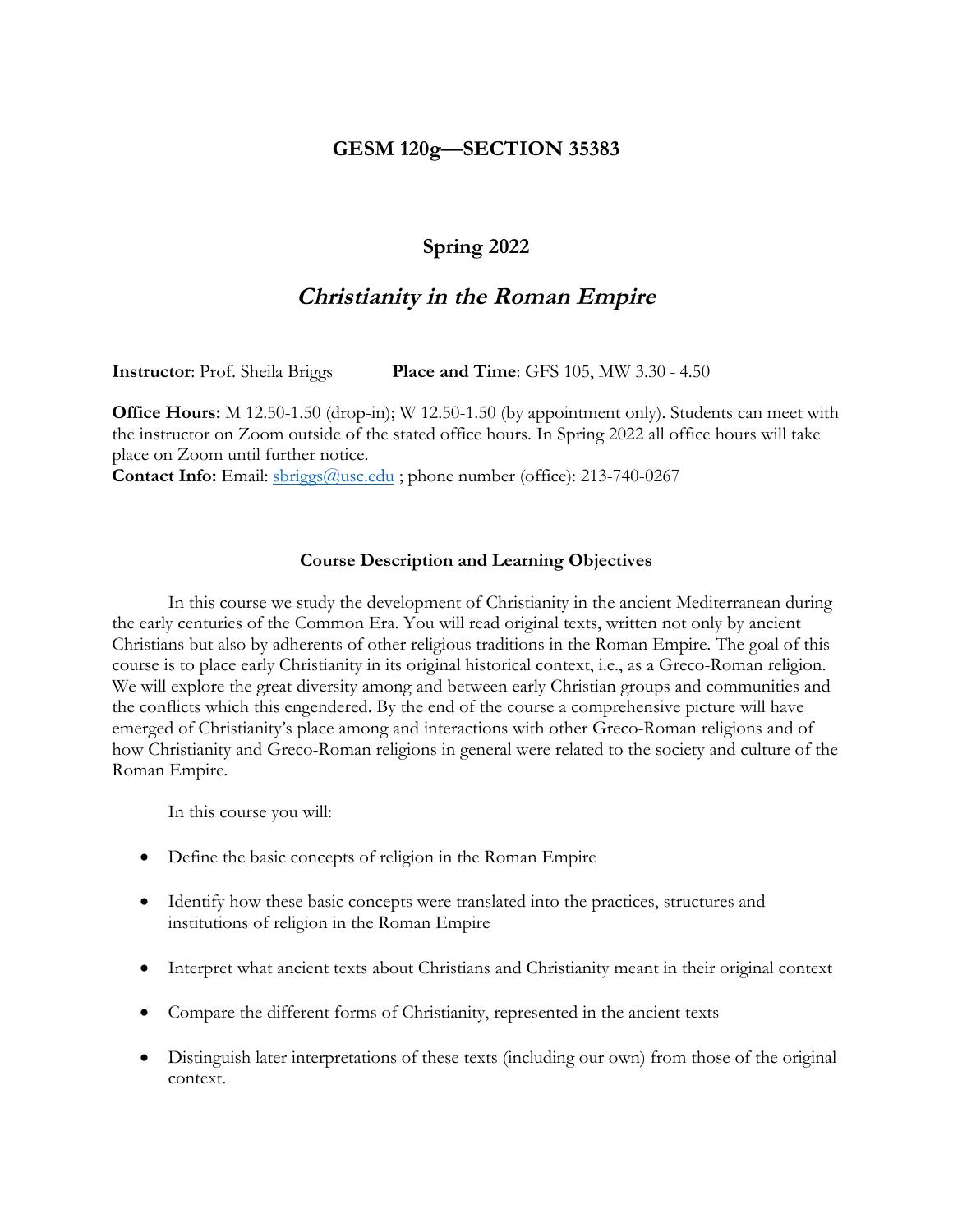# GESM 120g—SECTION 35383

## Spring 2022

## *Christianity in the Roman Empire*

**Instructor**: Prof. Sheila Briggs **Place and Time**: GFS 105, MW 3.30 - 4.50

**Office Hours:** M 12.50-1.50 (drop-in); W 12.50-1.50 (by appointment only). Students can meet with the instructor on Zoom outside of the stated office hours. In Spring 2022 all office hours will take place on Zoom until further notice.
**Contact Info:** Email: sbriggs@usc.edu ; phone number (office): 213-740-0267

### Course Description and Learning Objectives

In this course we study the development of Christianity in the ancient Mediterranean during the early centuries of the Common Era. You will read original texts, written not only by ancient Christians but also by adherents of other religious traditions in the Roman Empire. The goal of this course is to place early Christianity in its original historical context, i.e., as a Greco-Roman religion. We will explore the great diversity among and between early Christian groups and communities and the conflicts which this engendered. By the end of the course a comprehensive picture will have emerged of Christianity's place among and interactions with other Greco-Roman religions and of how Christianity and Greco-Roman religions in general were related to the society and culture of the Roman Empire.

In this course you will:

- Define the basic concepts of religion in the Roman Empire
- Identify how these basic concepts were translated into the practices, structures and institutions of religion in the Roman Empire
- Interpret what ancient texts about Christians and Christianity meant in their original context
- Compare the different forms of Christianity, represented in the ancient texts
- Distinguish later interpretations of these texts (including our own) from those of the original context.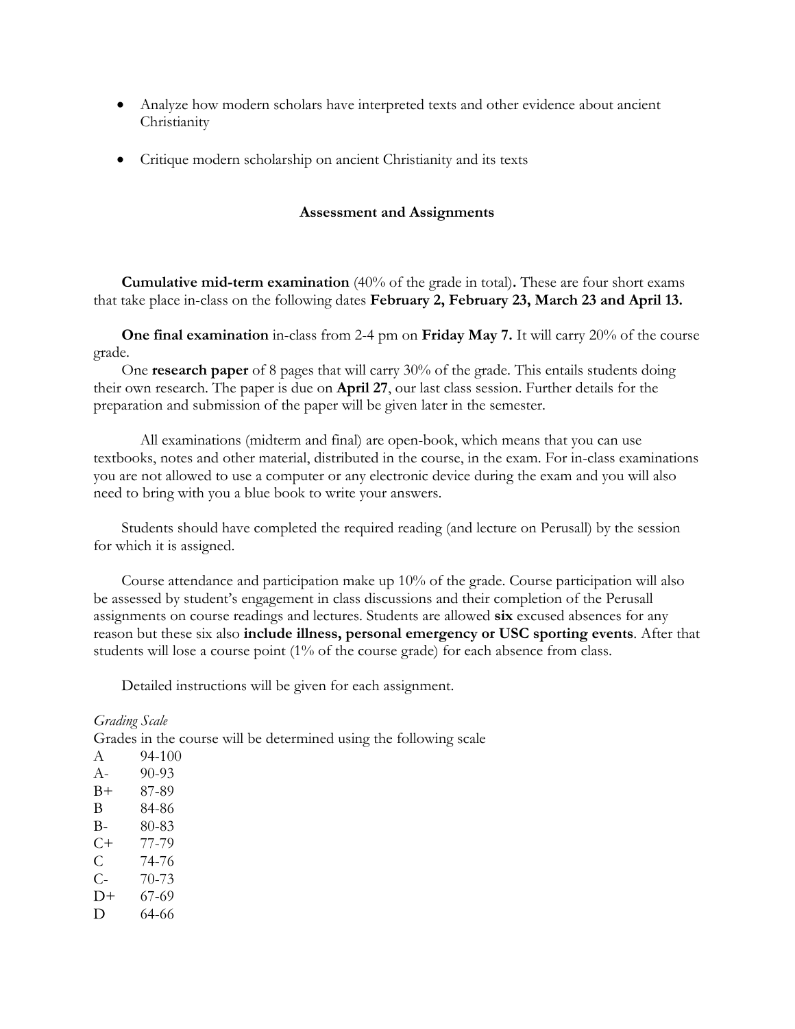- Analyze how modern scholars have interpreted texts and other evidence about ancient Christianity
- Critique modern scholarship on ancient Christianity and its texts

### Assessment and Assignments

**Cumulative mid-term examination** (40% of the grade in total)**.** These are four short exams that take place in-class on the following dates **February 2, February 23, March 23 and April 13.**

**One final examination** in-class from 2-4 pm on **Friday May 7.** It will carry 20% of the course grade.

One **research paper** of 8 pages that will carry 30% of the grade. This entails students doing their own research. The paper is due on **April 27**, our last class session. Further details for the preparation and submission of the paper will be given later in the semester.

All examinations (midterm and final) are open-book, which means that you can use textbooks, notes and other material, distributed in the course, in the exam. For in-class examinations you are not allowed to use a computer or any electronic device during the exam and you will also need to bring with you a blue book to write your answers.

Students should have completed the required reading (and lecture on Perusall) by the session for which it is assigned.

Course attendance and participation make up 10% of the grade. Course participation will also be assessed by student's engagement in class discussions and their completion of the Perusall assignments on course readings and lectures. Students are allowed **six** excused absences for any reason but these six also **include illness, personal emergency or USC sporting events**. After that students will lose a course point (1% of the course grade) for each absence from class.

Detailed instructions will be given for each assignment.

*Grading Scale*

Grades in the course will be determined using the following scale

| | |
|---|---|
| A | 94-100 |
| A- | 90-93 |
| B+ | 87-89 |
| B | 84-86 |
| B- | 80-83 |
| C+ | 77-79 |
| C | 74-76 |
| C- | 70-73 |
| D+ | 67-69 |
| D | 64-66 |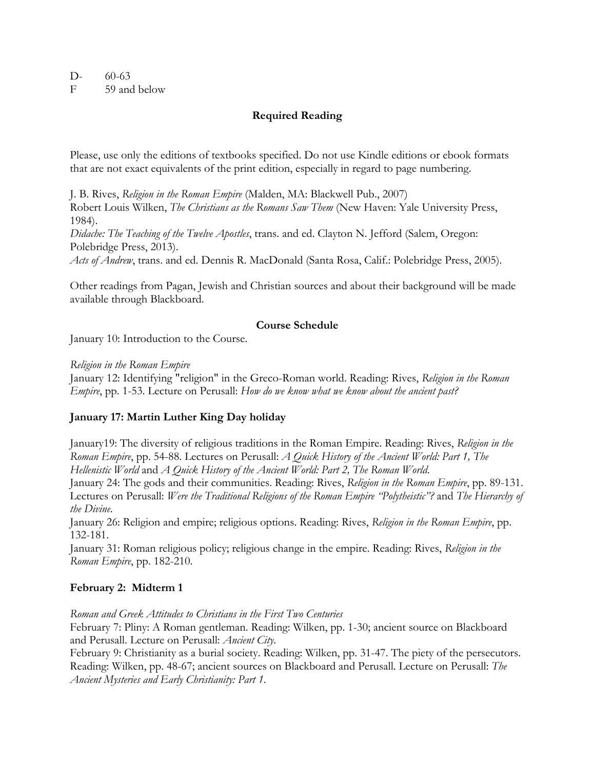D- 60-63
F 59 and below

## Required Reading

Please, use only the editions of textbooks specified. Do not use Kindle editions or ebook formats that are not exact equivalents of the print edition, especially in regard to page numbering.

J. B. Rives, *Religion in the Roman Empire* (Malden, MA: Blackwell Pub., 2007)
Robert Louis Wilken, *The Christians as the Romans Saw Them* (New Haven: Yale University Press, 1984).
*Didache: The Teaching of the Twelve Apostles*, trans. and ed. Clayton N. Jefford (Salem, Oregon: Polebridge Press, 2013).
*Acts of Andrew*, trans. and ed. Dennis R. MacDonald (Santa Rosa, Calif.: Polebridge Press, 2005).

Other readings from Pagan, Jewish and Christian sources and about their background will be made available through Blackboard.

## Course Schedule

January 10: Introduction to the Course.

*Religion in the Roman Empire*
January 12: Identifying "religion" in the Greco-Roman world. Reading: Rives, *Religion in the Roman Empire*, pp. 1-53. Lecture on Perusall: *How do we know what we know about the ancient past?*

**January 17: Martin Luther King Day holiday**

January19: The diversity of religious traditions in the Roman Empire. Reading: Rives, *Religion in the Roman Empire*, pp. 54-88. Lectures on Perusall: *A Quick History of the Ancient World: Part 1, The Hellenistic World* and *A Quick History of the Ancient World: Part 2, The Roman World*.
January 24: The gods and their communities. Reading: Rives, *Religion in the Roman Empire*, pp. 89-131. Lectures on Perusall: *Were the Traditional Religions of the Roman Empire "Polytheistic"?* and *The Hierarchy of the Divine*.
January 26: Religion and empire; religious options. Reading: Rives, *Religion in the Roman Empire*, pp. 132-181.
January 31: Roman religious policy; religious change in the empire. Reading: Rives, *Religion in the Roman Empire*, pp. 182-210.

**February 2: Midterm 1**

*Roman and Greek Attitudes to Christians in the First Two Centuries*
February 7: Pliny: A Roman gentleman. Reading: Wilken, pp. 1-30; ancient source on Blackboard and Perusall. Lecture on Perusall: *Ancient City*.
February 9: Christianity as a burial society. Reading: Wilken, pp. 31-47. The piety of the persecutors. Reading: Wilken, pp. 48-67; ancient sources on Blackboard and Perusall. Lecture on Perusall: *The Ancient Mysteries and Early Christianity: Part 1*.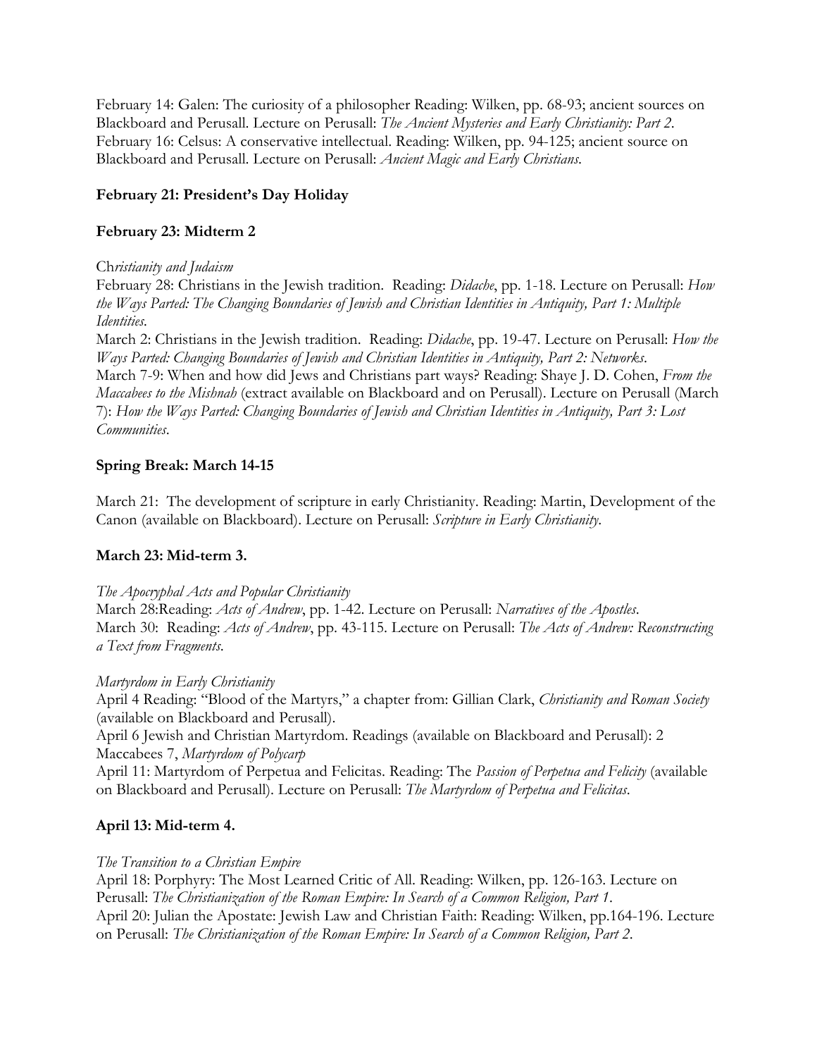February 14: Galen: The curiosity of a philosopher Reading: Wilken, pp. 68-93; ancient sources on Blackboard and Perusall. Lecture on Perusall: *The Ancient Mysteries and Early Christianity: Part 2*.
February 16: Celsus: A conservative intellectual. Reading: Wilken, pp. 94-125; ancient source on Blackboard and Perusall. Lecture on Perusall: *Ancient Magic and Early Christians*.

**February 21: President's Day Holiday**

**February 23: Midterm 2**

Ch*ristianity and Judaism*
February 28: Christians in the Jewish tradition. Reading: *Didache*, pp. 1-18. Lecture on Perusall: *How the Ways Parted: The Changing Boundaries of Jewish and Christian Identities in Antiquity, Part 1: Multiple Identities*.
March 2: Christians in the Jewish tradition. Reading: *Didache*, pp. 19-47. Lecture on Perusall: *How the Ways Parted: Changing Boundaries of Jewish and Christian Identities in Antiquity, Part 2: Networks*.
March 7-9: When and how did Jews and Christians part ways? Reading: Shaye J. D. Cohen, *From the Maccabees to the Mishnah* (extract available on Blackboard and on Perusall). Lecture on Perusall (March 7): *How the Ways Parted: Changing Boundaries of Jewish and Christian Identities in Antiquity, Part 3: Lost Communities*.

**Spring Break: March 14-15**

March 21: The development of scripture in early Christianity. Reading: Martin, Development of the Canon (available on Blackboard). Lecture on Perusall: *Scripture in Early Christianity*.

**March 23: Mid-term 3.**

*The Apocryphal Acts and Popular Christianity*
March 28:Reading: *Acts of Andrew*, pp. 1-42. Lecture on Perusall: *Narratives of the Apostles*.
March 30: Reading: *Acts of Andrew*, pp. 43-115. Lecture on Perusall: *The Acts of Andrew: Reconstructing a Text from Fragments*.

*Martyrdom in Early Christianity*
April 4 Reading: "Blood of the Martyrs," a chapter from: Gillian Clark, *Christianity and Roman Society* (available on Blackboard and Perusall).
April 6 Jewish and Christian Martyrdom. Readings (available on Blackboard and Perusall): 2 Maccabees 7, *Martyrdom of Polycarp*
April 11: Martyrdom of Perpetua and Felicitas. Reading: The *Passion of Perpetua and Felicity* (available on Blackboard and Perusall). Lecture on Perusall: *The Martyrdom of Perpetua and Felicitas*.

**April 13: Mid-term 4.**

*The Transition to a Christian Empire*
April 18: Porphyry: The Most Learned Critic of All. Reading: Wilken, pp. 126-163. Lecture on Perusall: *The Christianization of the Roman Empire: In Search of a Common Religion, Part 1*.
April 20: Julian the Apostate: Jewish Law and Christian Faith: Reading: Wilken, pp.164-196. Lecture on Perusall: *The Christianization of the Roman Empire: In Search of a Common Religion, Part 2*.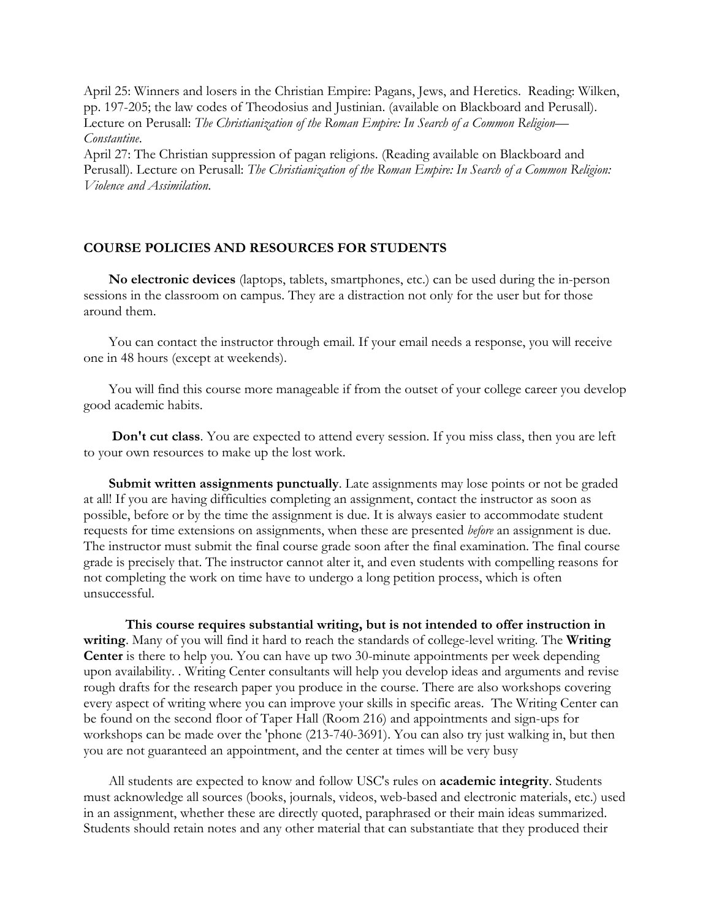April 25: Winners and losers in the Christian Empire: Pagans, Jews, and Heretics. Reading: Wilken, pp. 197-205; the law codes of Theodosius and Justinian. (available on Blackboard and Perusall). Lecture on Perusall: *The Christianization of the Roman Empire: In Search of a Common Religion—Constantine*.

April 27: The Christian suppression of pagan religions. (Reading available on Blackboard and Perusall). Lecture on Perusall: *The Christianization of the Roman Empire: In Search of a Common Religion: Violence and Assimilation*.

## COURSE POLICIES AND RESOURCES FOR STUDENTS

**No electronic devices** (laptops, tablets, smartphones, etc.) can be used during the in-person sessions in the classroom on campus. They are a distraction not only for the user but for those around them.

You can contact the instructor through email. If your email needs a response, you will receive one in 48 hours (except at weekends).

You will find this course more manageable if from the outset of your college career you develop good academic habits.

**Don't cut class**. You are expected to attend every session. If you miss class, then you are left to your own resources to make up the lost work.

**Submit written assignments punctually**. Late assignments may lose points or not be graded at all! If you are having difficulties completing an assignment, contact the instructor as soon as possible, before or by the time the assignment is due. It is always easier to accommodate student requests for time extensions on assignments, when these are presented *before* an assignment is due. The instructor must submit the final course grade soon after the final examination. The final course grade is precisely that. The instructor cannot alter it, and even students with compelling reasons for not completing the work on time have to undergo a long petition process, which is often unsuccessful.

**This course requires substantial writing, but is not intended to offer instruction in writing**. Many of you will find it hard to reach the standards of college-level writing. The **Writing Center** is there to help you. You can have up two 30-minute appointments per week depending upon availability. . Writing Center consultants will help you develop ideas and arguments and revise rough drafts for the research paper you produce in the course. There are also workshops covering every aspect of writing where you can improve your skills in specific areas. The Writing Center can be found on the second floor of Taper Hall (Room 216) and appointments and sign-ups for workshops can be made over the 'phone (213-740-3691). You can also try just walking in, but then you are not guaranteed an appointment, and the center at times will be very busy

All students are expected to know and follow USC's rules on **academic integrity**. Students must acknowledge all sources (books, journals, videos, web-based and electronic materials, etc.) used in an assignment, whether these are directly quoted, paraphrased or their main ideas summarized. Students should retain notes and any other material that can substantiate that they produced their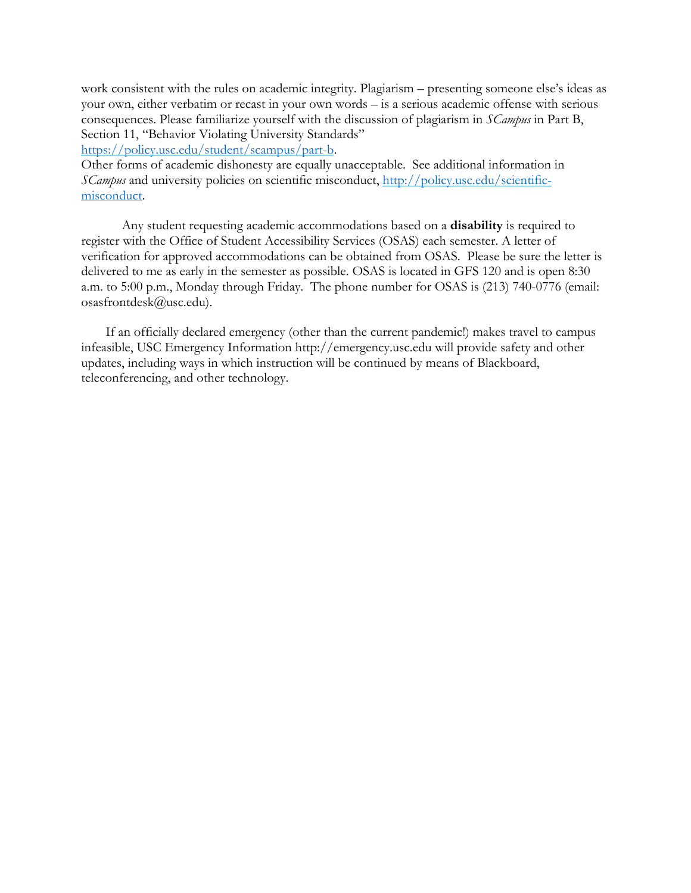work consistent with the rules on academic integrity. Plagiarism – presenting someone else's ideas as your own, either verbatim or recast in your own words – is a serious academic offense with serious consequences. Please familiarize yourself with the discussion of plagiarism in *SCampus* in Part B, Section 11, "Behavior Violating University Standards" [https://policy.usc.edu/student/scampus/part-b](https://policy.usc.edu/student/scampus/part-b).
Other forms of academic dishonesty are equally unacceptable. See additional information in *SCampus* and university policies on scientific misconduct, [http://policy.usc.edu/scientific-misconduct](http://policy.usc.edu/scientific-misconduct).

Any student requesting academic accommodations based on a **disability** is required to register with the Office of Student Accessibility Services (OSAS) each semester. A letter of verification for approved accommodations can be obtained from OSAS. Please be sure the letter is delivered to me as early in the semester as possible. OSAS is located in GFS 120 and is open 8:30 a.m. to 5:00 p.m., Monday through Friday. The phone number for OSAS is (213) 740-0776 (email: osasfrontdesk@usc.edu).

If an officially declared emergency (other than the current pandemic!) makes travel to campus infeasible, USC Emergency Information http://emergency.usc.edu will provide safety and other updates, including ways in which instruction will be continued by means of Blackboard, teleconferencing, and other technology.